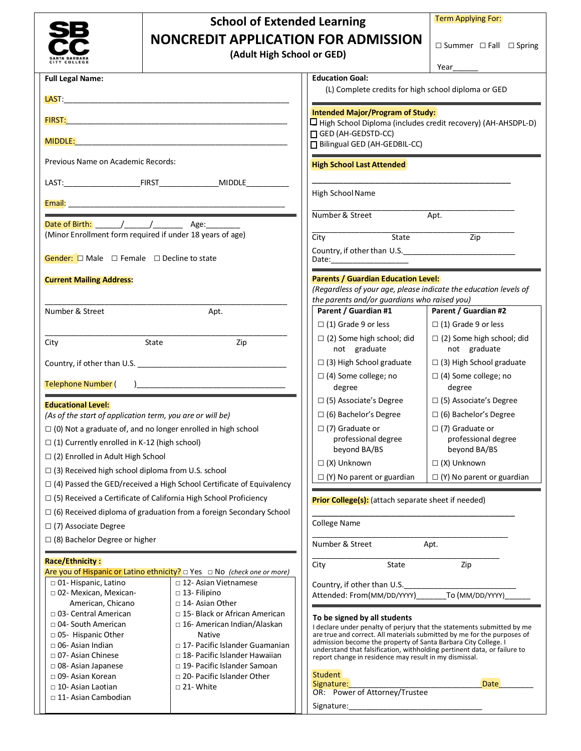SBCC SANTA BARBARA CITY COLLEGE

# School of Extended Learning

## NONCREDIT APPLICATION FOR ADMISSION

**(Adult High School or GED)**

Term Applying For:

☐ Summer ☐ Fall ☐ Spring

Year______

**Full Legal Name:**

LAST:____________________________________________________

FIRST:____________________________________________________

MIDDLE:__________________________________________________

Previous Name on Academic Records:

LAST:_________________FIRST_____________MIDDLE__________

Email: ___________________________________________________

Date of Birth: ______/______/_______ Age:________

(Minor Enrollment form required if under 18 years of age)

Gender: ☐ Male ☐ Female ☐ Decline to state

**Current Mailing Address:**

_______________________________________________________

Number & Street Apt.

_______________________________________________________

City State Zip

Country, if other than U.S. ___________________________________

Telephone Number ( )__________________________________

**Educational Level:**

*(As of the start of application term, you are or will be)*

☐ (0) Not a graduate of, and no longer enrolled in high school

☐ (1) Currently enrolled in K-12 (high school)

☐ (2) Enrolled in Adult High School

☐ (3) Received high school diploma from U.S. school

☐ (4) Passed the GED/received a High School Certificate of Equivalency

☐ (5) Received a Certificate of California High School Proficiency

☐ (6) Received diploma of graduation from a foreign Secondary School

☐ (7) Associate Degree

☐ (8) Bachelor Degree or higher

**Race/Ethnicity :**

Are you of Hispanic or Latino ethnicity? ☐ Yes ☐ No *(check one or more)*

| | |
|---|---|
| ☐ 01- Hispanic, Latino | ☐ 12- Asian Vietnamese |
| ☐ 02- Mexican, Mexican-American, Chicano | ☐ 13- Filipino |
| ☐ 03- Central American | ☐ 14- Asian Other |
| ☐ 04- South American | ☐ 15- Black or African American |
| ☐ 05- Hispanic Other | ☐ 16- American Indian/Alaskan Native |
| ☐ 06- Asian Indian | ☐ 17- Pacific Islander Guamanian |
| ☐ 07- Asian Chinese | ☐ 18- Pacific Islander Hawaiian |
| ☐ 08- Asian Japanese | ☐ 19- Pacific Islander Samoan |
| ☐ 09- Asian Korean | ☐ 20- Pacific Islander Other |
| ☐ 10- Asian Laotian | ☐ 21- White |
| ☐ 11- Asian Cambodian | |

**Education Goal:**

(L) Complete credits for high school diploma or GED

**Intended Major/Program of Study:**

☐ High School Diploma (includes credit recovery) (AH-AHSDPL-D)

☐ GED (AH-GEDSTD-CC)

☐ Bilingual GED (AH-GEDBIL-CC)

**High School Last Attended**

_______________________________________________

High School Name

_______________________________________________

Number & Street Apt.

_______________________________________________

City State Zip

Country, if other than U.S.___________________________

Date:__________________

**Parents / Guardian Education Level:**

*(Regardless of your age, please indicate the education levels of the parents and/or guardians who raised you)*

| Parent / Guardian #1 | Parent / Guardian #2 |
|---|---|
| ☐ (1) Grade 9 or less | ☐ (1) Grade 9 or less |
| ☐ (2) Some high school; did not graduate | ☐ (2) Some high school; did not graduate |
| ☐ (3) High School graduate | ☐ (3) High School graduate |
| ☐ (4) Some college; no degree | ☐ (4) Some college; no degree |
| ☐ (5) Associate's Degree | ☐ (5) Associate's Degree |
| ☐ (6) Bachelor's Degree | ☐ (6) Bachelor's Degree |
| ☐ (7) Graduate or professional degree beyond BA/BS | ☐ (7) Graduate or professional degree beyond BA/BS |
| ☐ (X) Unknown | ☐ (X) Unknown |
| ☐ (Y) No parent or guardian | ☐ (Y) No parent or guardian |

**Prior College(s):** (attach separate sheet if needed)

_______________________________________________

College Name

_______________________________________________

Number & Street Apt.

_______________________________________________

City State Zip

Country, if other than U.S.__________________________

Attended: From(MM/DD/YYYY)_______To (MM/DD/YYYY)______

**To be signed by all students**

I declare under penalty of perjury that the statements submitted by me are true and correct. All materials submitted by me for the purposes of admission become the property of Santa Barbara City College. I understand that falsification, withholding pertinent data, or failure to report change in residence may result in my dismissal.

Student Signature:______________________________ Date________

OR: Power of Attorney/Trustee

Signature:______________________________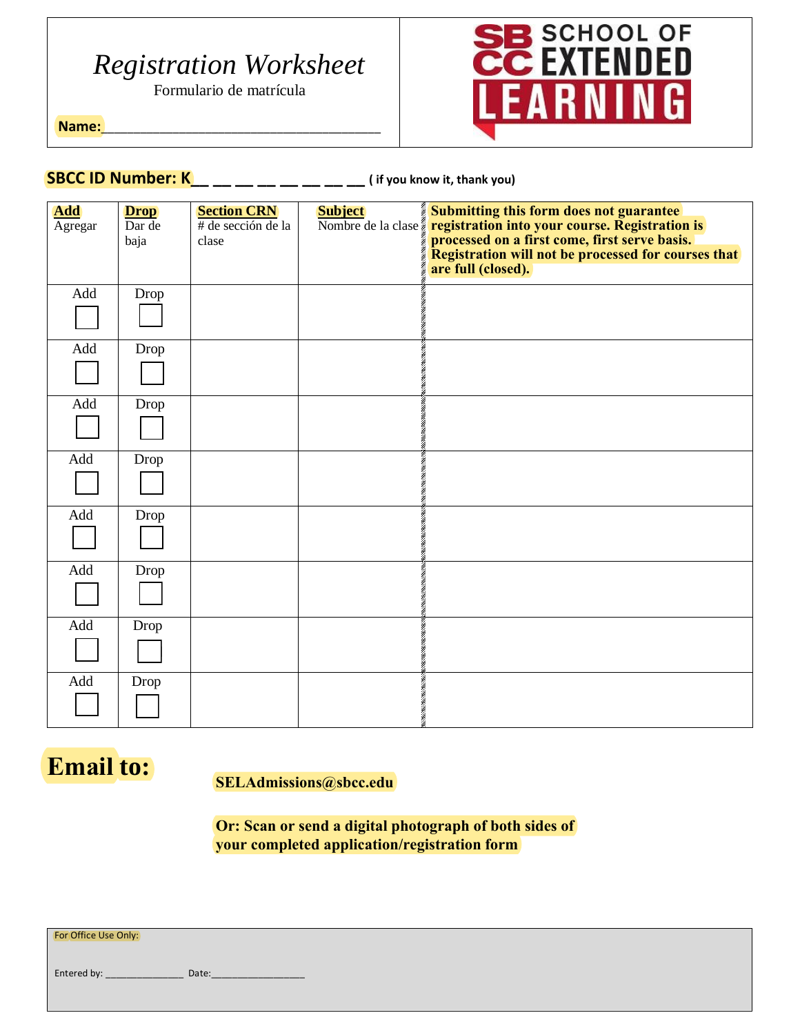# *Registration Worksheet*

Formulario de matrícula

**Name:**____________________________________

SCHOOL OF EXTENDED LEARNING

**SBCC ID Number: K__ __ __ __ __ __ __ __** ( if you know it, thank you)

| **Add** Agregar | **Drop** Dar de baja | **Section CRN** # de sección de la clase | **Subject** Nombre de la clase | **Submitting this form does not guarantee registration into your course. Registration is processed on a first come, first serve basis. Registration will not be processed for courses that are full (closed).** |
|---|---|---|---|---|
| Add ☐ | Drop ☐ | | | |
| Add ☐ | Drop ☐ | | | |
| Add ☐ | Drop ☐ | | | |
| Add ☐ | Drop ☐ | | | |
| Add ☐ | Drop ☐ | | | |
| Add ☐ | Drop ☐ | | | |
| Add ☐ | Drop ☐ | | | |
| Add ☐ | Drop ☐ | | | |

## Email to:

**SELAdmissions@sbcc.edu**

**Or: Scan or send a digital photograph of both sides of your completed application/registration form**

For Office Use Only:

Entered by: _______________ Date:_________________